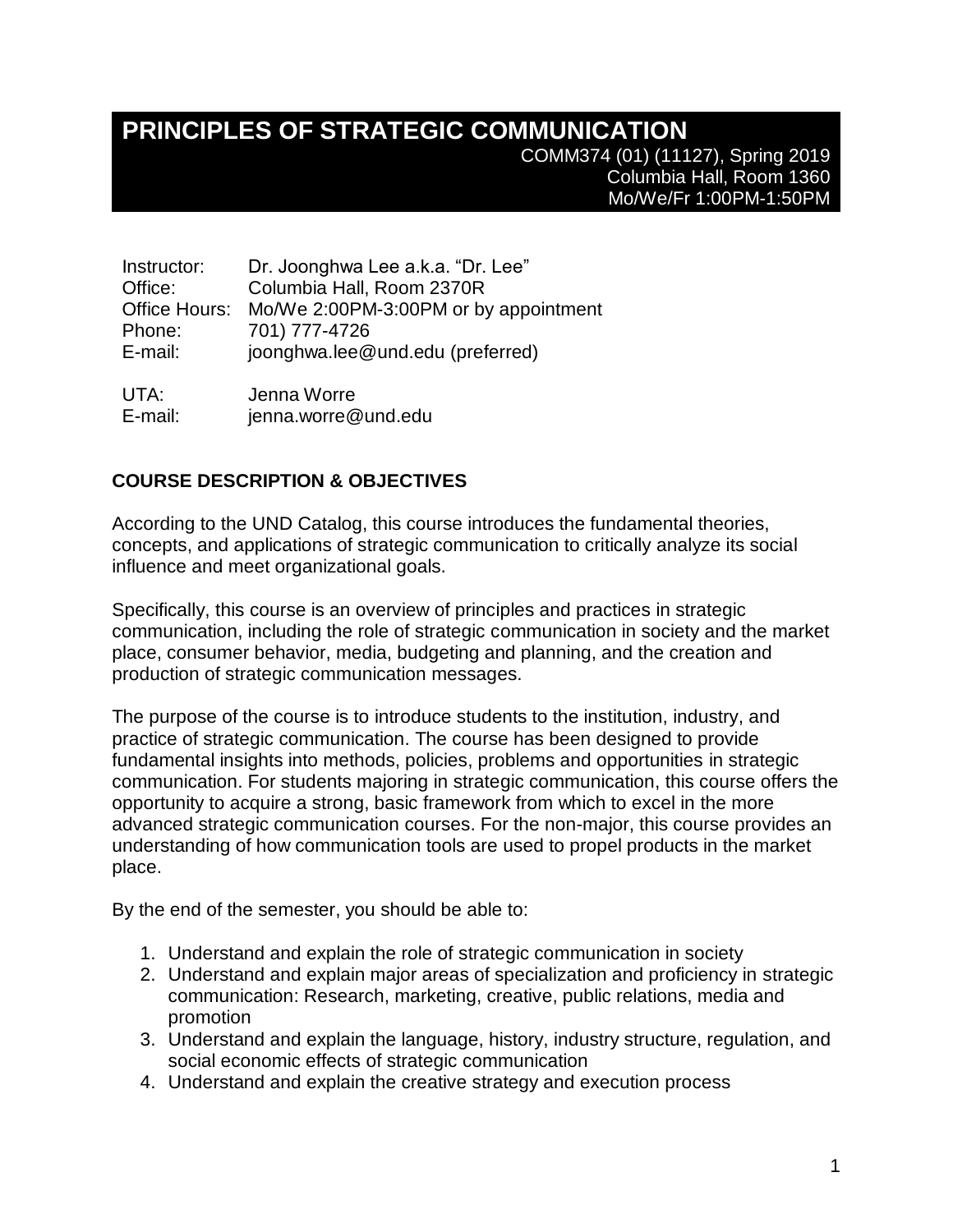# PRINCIPLES OF STRATEGIC COMMUNICATION

COMM374 (01) (11127), Spring 2019
Columbia Hall, Room 1360
Mo/We/Fr 1:00PM-1:50PM

| | |
|---|---|
| Instructor: | Dr. Joonghwa Lee a.k.a. "Dr. Lee" |
| Office: | Columbia Hall, Room 2370R |
| Office Hours: | Mo/We 2:00PM-3:00PM or by appointment |
| Phone: | 701) 777-4726 |
| E-mail: | joonghwa.lee@und.edu (preferred) |
| UTA: | Jenna Worre |
| E-mail: | jenna.worre@und.edu |

## COURSE DESCRIPTION & OBJECTIVES

According to the UND Catalog, this course introduces the fundamental theories, concepts, and applications of strategic communication to critically analyze its social influence and meet organizational goals.

Specifically, this course is an overview of principles and practices in strategic communication, including the role of strategic communication in society and the market place, consumer behavior, media, budgeting and planning, and the creation and production of strategic communication messages.

The purpose of the course is to introduce students to the institution, industry, and practice of strategic communication. The course has been designed to provide fundamental insights into methods, policies, problems and opportunities in strategic communication. For students majoring in strategic communication, this course offers the opportunity to acquire a strong, basic framework from which to excel in the more advanced strategic communication courses. For the non-major, this course provides an understanding of how communication tools are used to propel products in the market place.

By the end of the semester, you should be able to:

1. Understand and explain the role of strategic communication in society
2. Understand and explain major areas of specialization and proficiency in strategic communication: Research, marketing, creative, public relations, media and promotion
3. Understand and explain the language, history, industry structure, regulation, and social economic effects of strategic communication
4. Understand and explain the creative strategy and execution process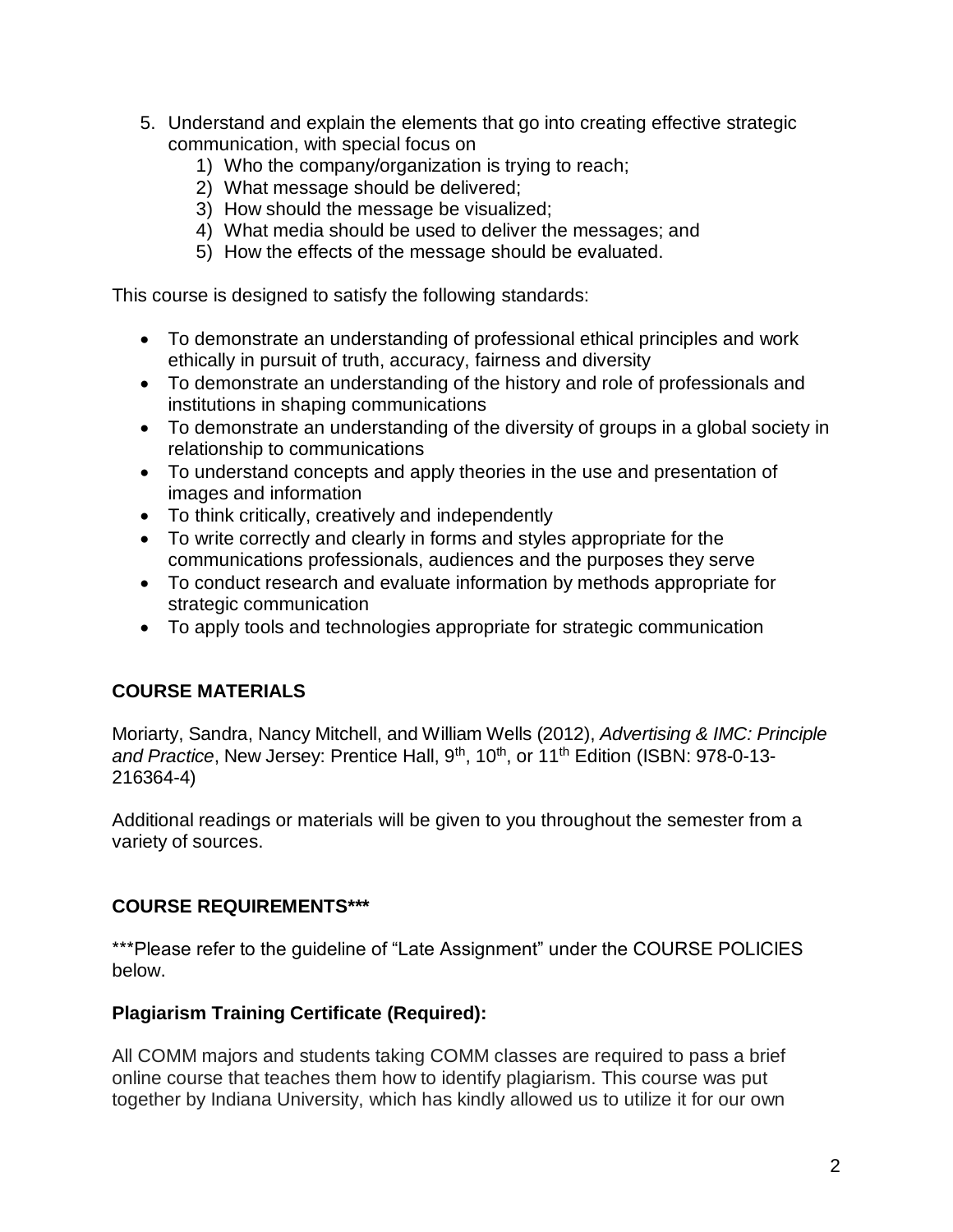5. Understand and explain the elements that go into creating effective strategic communication, with special focus on
    1) Who the company/organization is trying to reach;
    2) What message should be delivered;
    3) How should the message be visualized;
    4) What media should be used to deliver the messages; and
    5) How the effects of the message should be evaluated.

This course is designed to satisfy the following standards:

- To demonstrate an understanding of professional ethical principles and work ethically in pursuit of truth, accuracy, fairness and diversity
- To demonstrate an understanding of the history and role of professionals and institutions in shaping communications
- To demonstrate an understanding of the diversity of groups in a global society in relationship to communications
- To understand concepts and apply theories in the use and presentation of images and information
- To think critically, creatively and independently
- To write correctly and clearly in forms and styles appropriate for the communications professionals, audiences and the purposes they serve
- To conduct research and evaluate information by methods appropriate for strategic communication
- To apply tools and technologies appropriate for strategic communication

## COURSE MATERIALS

Moriarty, Sandra, Nancy Mitchell, and William Wells (2012), *Advertising & IMC: Principle and Practice*, New Jersey: Prentice Hall, 9th, 10th, or 11th Edition (ISBN: 978-0-13-216364-4)

Additional readings or materials will be given to you throughout the semester from a variety of sources.

## COURSE REQUIREMENTS***

***Please refer to the guideline of "Late Assignment" under the COURSE POLICIES below.

### Plagiarism Training Certificate (Required):

All COMM majors and students taking COMM classes are required to pass a brief online course that teaches them how to identify plagiarism. This course was put together by Indiana University, which has kindly allowed us to utilize it for our own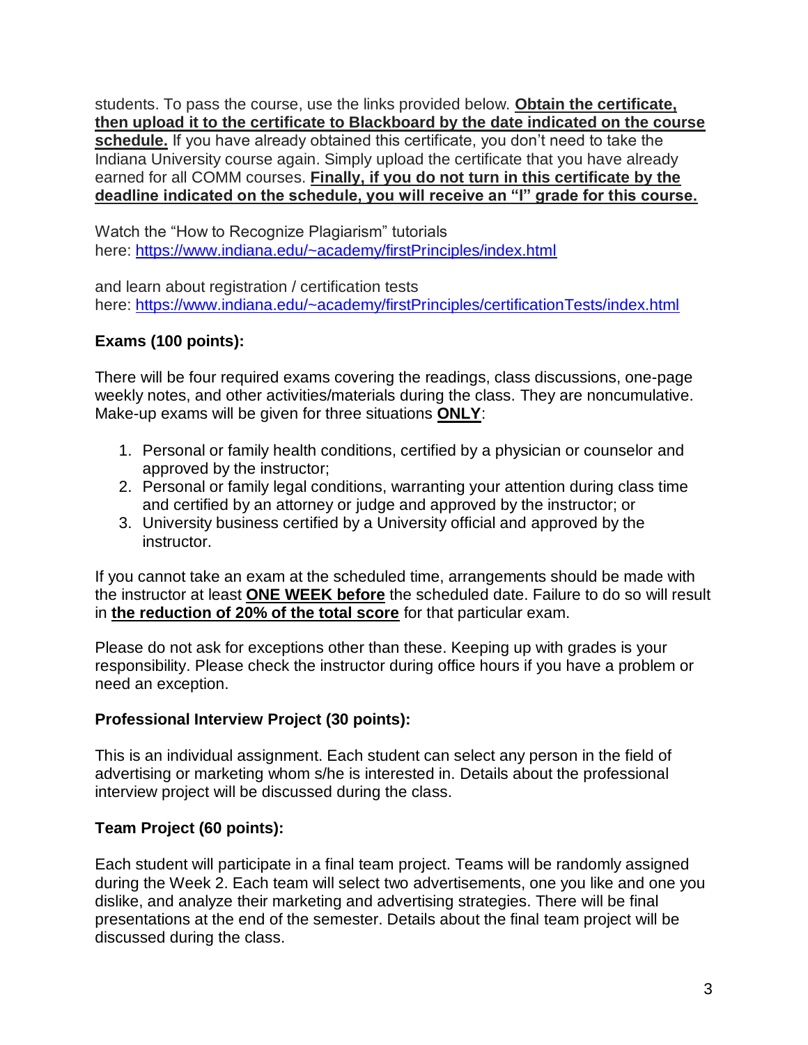students. To pass the course, use the links provided below. **Obtain the certificate, then upload it to the certificate to Blackboard by the date indicated on the course schedule.** If you have already obtained this certificate, you don't need to take the Indiana University course again. Simply upload the certificate that you have already earned for all COMM courses. **Finally, if you do not turn in this certificate by the deadline indicated on the schedule, you will receive an "I" grade for this course.**

Watch the "How to Recognize Plagiarism" tutorials here: https://www.indiana.edu/~academy/firstPrinciples/index.html

and learn about registration / certification tests here: https://www.indiana.edu/~academy/firstPrinciples/certificationTests/index.html

**Exams (100 points):**

There will be four required exams covering the readings, class discussions, one-page weekly notes, and other activities/materials during the class. They are noncumulative. Make-up exams will be given for three situations **ONLY**:

1. Personal or family health conditions, certified by a physician or counselor and approved by the instructor;
2. Personal or family legal conditions, warranting your attention during class time and certified by an attorney or judge and approved by the instructor; or
3. University business certified by a University official and approved by the instructor.

If you cannot take an exam at the scheduled time, arrangements should be made with the instructor at least **ONE WEEK before** the scheduled date. Failure to do so will result in **the reduction of 20% of the total score** for that particular exam.

Please do not ask for exceptions other than these. Keeping up with grades is your responsibility. Please check the instructor during office hours if you have a problem or need an exception.

**Professional Interview Project (30 points):**

This is an individual assignment. Each student can select any person in the field of advertising or marketing whom s/he is interested in. Details about the professional interview project will be discussed during the class.

**Team Project (60 points):**

Each student will participate in a final team project. Teams will be randomly assigned during the Week 2. Each team will select two advertisements, one you like and one you dislike, and analyze their marketing and advertising strategies. There will be final presentations at the end of the semester. Details about the final team project will be discussed during the class.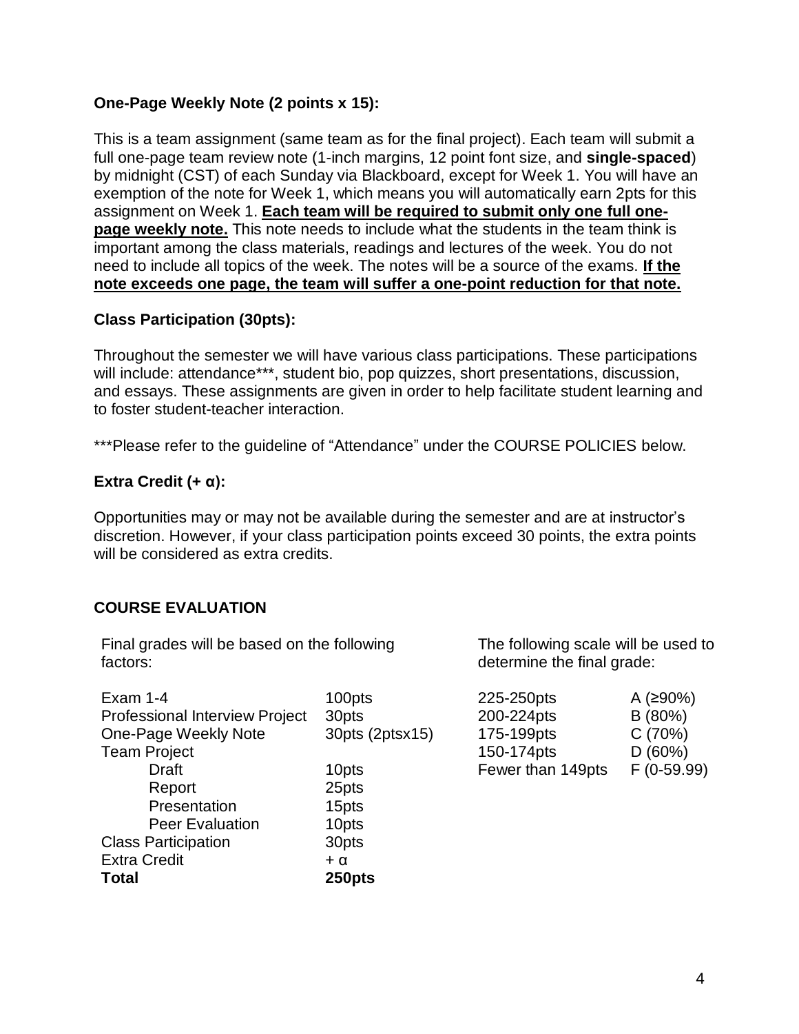**One-Page Weekly Note (2 points x 15):**

This is a team assignment (same team as for the final project). Each team will submit a full one-page team review note (1-inch margins, 12 point font size, and **single-spaced**) by midnight (CST) of each Sunday via Blackboard, except for Week 1. You will have an exemption of the note for Week 1, which means you will automatically earn 2pts for this assignment on Week 1. **<u>Each team will be required to submit only one full one-page weekly note.</u>** This note needs to include what the students in the team think is important among the class materials, readings and lectures of the week. You do not need to include all topics of the week. The notes will be a source of the exams. **<u>If the note exceeds one page, the team will suffer a one-point reduction for that note.</u>**

**Class Participation (30pts):**

Throughout the semester we will have various class participations. These participations will include: attendance***, student bio, pop quizzes, short presentations, discussion, and essays. These assignments are given in order to help facilitate student learning and to foster student-teacher interaction.

***Please refer to the guideline of "Attendance" under the COURSE POLICIES below.

**Extra Credit (+ α):**

Opportunities may or may not be available during the semester and are at instructor's discretion. However, if your class participation points exceed 30 points, the extra points will be considered as extra credits.

**COURSE EVALUATION**

Final grades will be based on the following factors:

| Factor | Points |
|---|---|
| Exam 1-4 | 100pts |
| Professional Interview Project | 30pts |
| One-Page Weekly Note | 30pts (2ptsx15) |
| Team Project | |
| Draft | 10pts |
| Report | 25pts |
| Presentation | 15pts |
| Peer Evaluation | 10pts |
| Class Participation | 30pts |
| Extra Credit | + α |
| **Total** | **250pts** |

The following scale will be used to determine the final grade:

| Points | Grade |
|---|---|
| 225-250pts | A (≥90%) |
| 200-224pts | B (80%) |
| 175-199pts | C (70%) |
| 150-174pts | D (60%) |
| Fewer than 149pts | F (0-59.99) |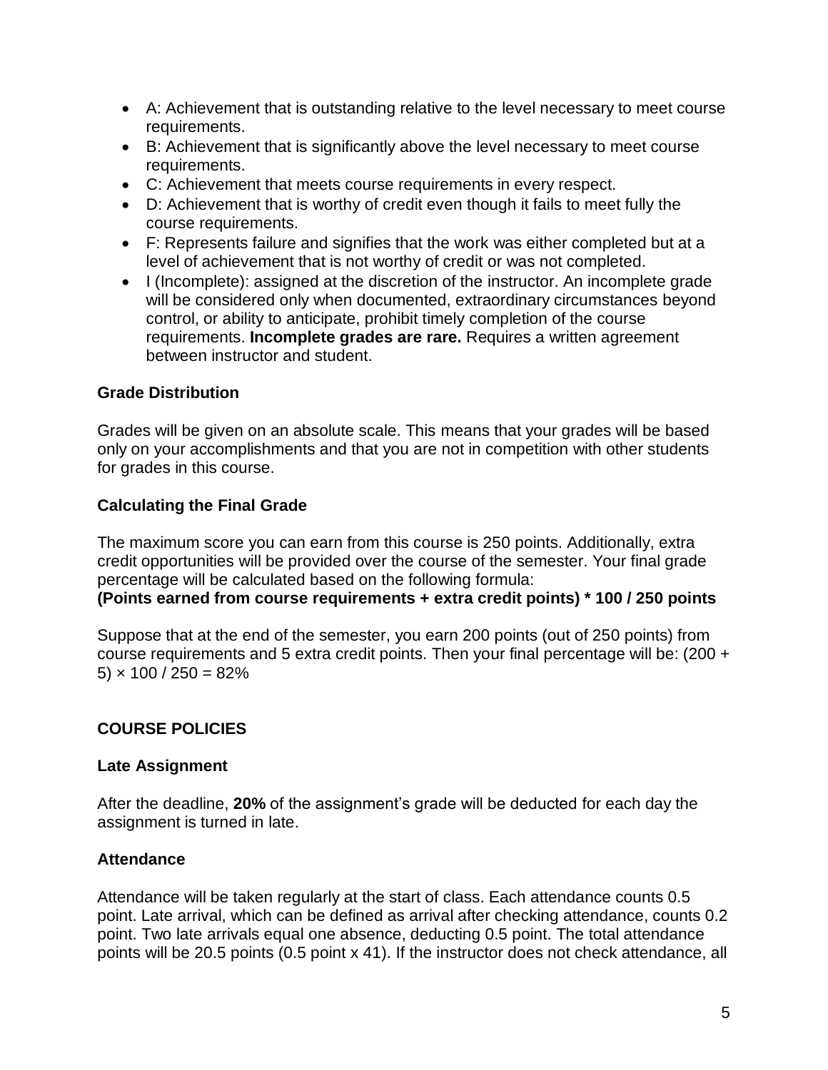- A: Achievement that is outstanding relative to the level necessary to meet course requirements.
- B: Achievement that is significantly above the level necessary to meet course requirements.
- C: Achievement that meets course requirements in every respect.
- D: Achievement that is worthy of credit even though it fails to meet fully the course requirements.
- F: Represents failure and signifies that the work was either completed but at a level of achievement that is not worthy of credit or was not completed.
- I (Incomplete): assigned at the discretion of the instructor. An incomplete grade will be considered only when documented, extraordinary circumstances beyond control, or ability to anticipate, prohibit timely completion of the course requirements. **Incomplete grades are rare.** Requires a written agreement between instructor and student.

### Grade Distribution

Grades will be given on an absolute scale. This means that your grades will be based only on your accomplishments and that you are not in competition with other students for grades in this course.

### Calculating the Final Grade

The maximum score you can earn from this course is 250 points. Additionally, extra credit opportunities will be provided over the course of the semester. Your final grade percentage will be calculated based on the following formula:
**(Points earned from course requirements + extra credit points) * 100 / 250 points**

Suppose that at the end of the semester, you earn 200 points (out of 250 points) from course requirements and 5 extra credit points. Then your final percentage will be: $(200 + 5) \times 100 / 250 = 82\%$

## COURSE POLICIES

### Late Assignment

After the deadline, **20%** of the assignment's grade will be deducted for each day the assignment is turned in late.

### Attendance

Attendance will be taken regularly at the start of class. Each attendance counts 0.5 point. Late arrival, which can be defined as arrival after checking attendance, counts 0.2 point. Two late arrivals equal one absence, deducting 0.5 point. The total attendance points will be 20.5 points (0.5 point x 41). If the instructor does not check attendance, all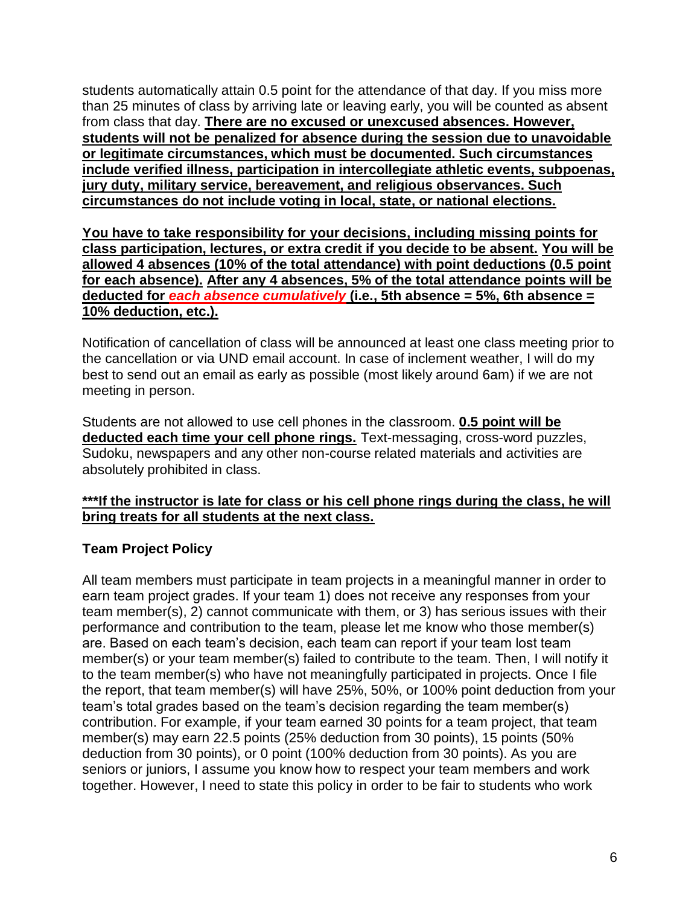students automatically attain 0.5 point for the attendance of that day. If you miss more than 25 minutes of class by arriving late or leaving early, you will be counted as absent from class that day. **There are no excused or unexcused absences. However, students will not be penalized for absence during the session due to unavoidable or legitimate circumstances, which must be documented. Such circumstances include verified illness, participation in intercollegiate athletic events, subpoenas, jury duty, military service, bereavement, and religious observances. Such circumstances do not include voting in local, state, or national elections.**

**You have to take responsibility for your decisions, including missing points for class participation, lectures, or extra credit if you decide to be absent. You will be allowed 4 absences (10% of the total attendance) with point deductions (0.5 point for each absence). After any 4 absences, 5% of the total attendance points will be deducted for *each absence cumulatively* (i.e., 5th absence = 5%, 6th absence = 10% deduction, etc.).**

Notification of cancellation of class will be announced at least one class meeting prior to the cancellation or via UND email account. In case of inclement weather, I will do my best to send out an email as early as possible (most likely around 6am) if we are not meeting in person.

Students are not allowed to use cell phones in the classroom. **0.5 point will be deducted each time your cell phone rings.** Text-messaging, cross-word puzzles, Sudoku, newspapers and any other non-course related materials and activities are absolutely prohibited in class.

**\*\*\*If the instructor is late for class or his cell phone rings during the class, he will bring treats for all students at the next class.**

### Team Project Policy

All team members must participate in team projects in a meaningful manner in order to earn team project grades. If your team 1) does not receive any responses from your team member(s), 2) cannot communicate with them, or 3) has serious issues with their performance and contribution to the team, please let me know who those member(s) are. Based on each team's decision, each team can report if your team lost team member(s) or your team member(s) failed to contribute to the team. Then, I will notify it to the team member(s) who have not meaningfully participated in projects. Once I file the report, that team member(s) will have 25%, 50%, or 100% point deduction from your team's total grades based on the team's decision regarding the team member(s) contribution. For example, if your team earned 30 points for a team project, that team member(s) may earn 22.5 points (25% deduction from 30 points), 15 points (50% deduction from 30 points), or 0 point (100% deduction from 30 points). As you are seniors or juniors, I assume you know how to respect your team members and work together. However, I need to state this policy in order to be fair to students who work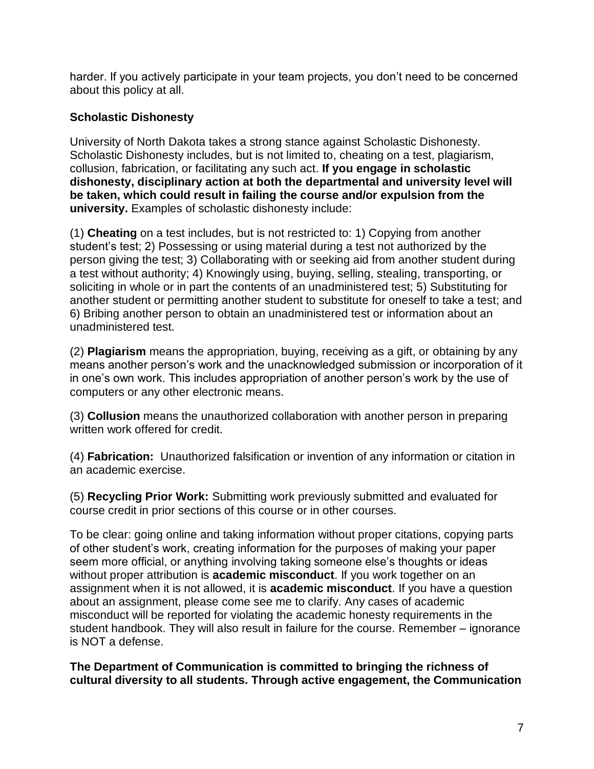harder. If you actively participate in your team projects, you don't need to be concerned about this policy at all.

### Scholastic Dishonesty

University of North Dakota takes a strong stance against Scholastic Dishonesty. Scholastic Dishonesty includes, but is not limited to, cheating on a test, plagiarism, collusion, fabrication, or facilitating any such act. **If you engage in scholastic dishonesty, disciplinary action at both the departmental and university level will be taken, which could result in failing the course and/or expulsion from the university.** Examples of scholastic dishonesty include:

(1) **Cheating** on a test includes, but is not restricted to: 1) Copying from another student's test; 2) Possessing or using material during a test not authorized by the person giving the test; 3) Collaborating with or seeking aid from another student during a test without authority; 4) Knowingly using, buying, selling, stealing, transporting, or soliciting in whole or in part the contents of an unadministered test; 5) Substituting for another student or permitting another student to substitute for oneself to take a test; and 6) Bribing another person to obtain an unadministered test or information about an unadministered test.

(2) **Plagiarism** means the appropriation, buying, receiving as a gift, or obtaining by any means another person's work and the unacknowledged submission or incorporation of it in one's own work. This includes appropriation of another person's work by the use of computers or any other electronic means.

(3) **Collusion** means the unauthorized collaboration with another person in preparing written work offered for credit.

(4) **Fabrication:** Unauthorized falsification or invention of any information or citation in an academic exercise.

(5) **Recycling Prior Work:** Submitting work previously submitted and evaluated for course credit in prior sections of this course or in other courses.

To be clear: going online and taking information without proper citations, copying parts of other student's work, creating information for the purposes of making your paper seem more official, or anything involving taking someone else's thoughts or ideas without proper attribution is **academic misconduct**. If you work together on an assignment when it is not allowed, it is **academic misconduct**. If you have a question about an assignment, please come see me to clarify. Any cases of academic misconduct will be reported for violating the academic honesty requirements in the student handbook. They will also result in failure for the course. Remember – ignorance is NOT a defense.

**The Department of Communication is committed to bringing the richness of cultural diversity to all students. Through active engagement, the Communication**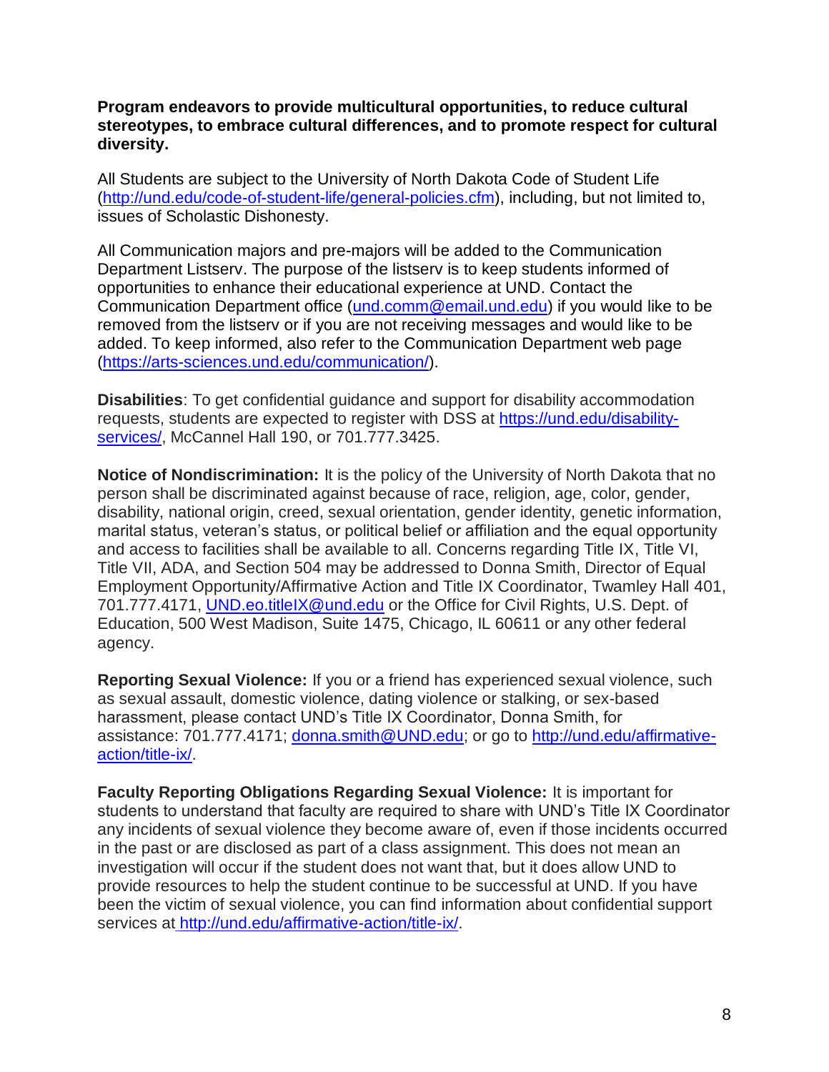**Program endeavors to provide multicultural opportunities, to reduce cultural stereotypes, to embrace cultural differences, and to promote respect for cultural diversity.**

All Students are subject to the University of North Dakota Code of Student Life (http://und.edu/code-of-student-life/general-policies.cfm), including, but not limited to, issues of Scholastic Dishonesty.

All Communication majors and pre-majors will be added to the Communication Department Listserv. The purpose of the listserv is to keep students informed of opportunities to enhance their educational experience at UND. Contact the Communication Department office (und.comm@email.und.edu) if you would like to be removed from the listserv or if you are not receiving messages and would like to be added. To keep informed, also refer to the Communication Department web page (https://arts-sciences.und.edu/communication/).

**Disabilities**: To get confidential guidance and support for disability accommodation requests, students are expected to register with DSS at https://und.edu/disability-services/, McCannel Hall 190, or 701.777.3425.

**Notice of Nondiscrimination:** It is the policy of the University of North Dakota that no person shall be discriminated against because of race, religion, age, color, gender, disability, national origin, creed, sexual orientation, gender identity, genetic information, marital status, veteran's status, or political belief or affiliation and the equal opportunity and access to facilities shall be available to all. Concerns regarding Title IX, Title VI, Title VII, ADA, and Section 504 may be addressed to Donna Smith, Director of Equal Employment Opportunity/Affirmative Action and Title IX Coordinator, Twamley Hall 401, 701.777.4171, UND.eo.titleIX@und.edu or the Office for Civil Rights, U.S. Dept. of Education, 500 West Madison, Suite 1475, Chicago, IL 60611 or any other federal agency.

**Reporting Sexual Violence:** If you or a friend has experienced sexual violence, such as sexual assault, domestic violence, dating violence or stalking, or sex-based harassment, please contact UND's Title IX Coordinator, Donna Smith, for assistance: 701.777.4171; donna.smith@UND.edu; or go to http://und.edu/affirmative-action/title-ix/.

**Faculty Reporting Obligations Regarding Sexual Violence:** It is important for students to understand that faculty are required to share with UND's Title IX Coordinator any incidents of sexual violence they become aware of, even if those incidents occurred in the past or are disclosed as part of a class assignment. This does not mean an investigation will occur if the student does not want that, but it does allow UND to provide resources to help the student continue to be successful at UND. If you have been the victim of sexual violence, you can find information about confidential support services at http://und.edu/affirmative-action/title-ix/.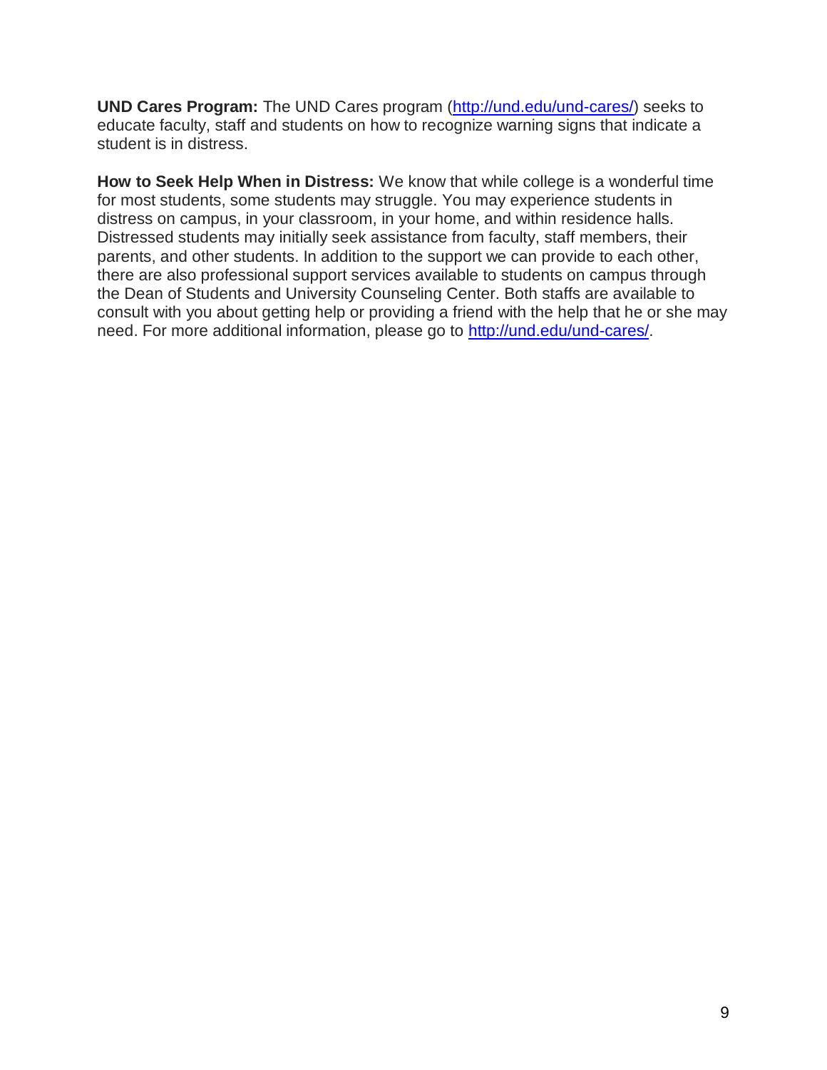**UND Cares Program:** The UND Cares program (http://und.edu/und-cares/) seeks to educate faculty, staff and students on how to recognize warning signs that indicate a student is in distress.

**How to Seek Help When in Distress:** We know that while college is a wonderful time for most students, some students may struggle. You may experience students in distress on campus, in your classroom, in your home, and within residence halls. Distressed students may initially seek assistance from faculty, staff members, their parents, and other students. In addition to the support we can provide to each other, there are also professional support services available to students on campus through the Dean of Students and University Counseling Center. Both staffs are available to consult with you about getting help or providing a friend with the help that he or she may need. For more additional information, please go to http://und.edu/und-cares/.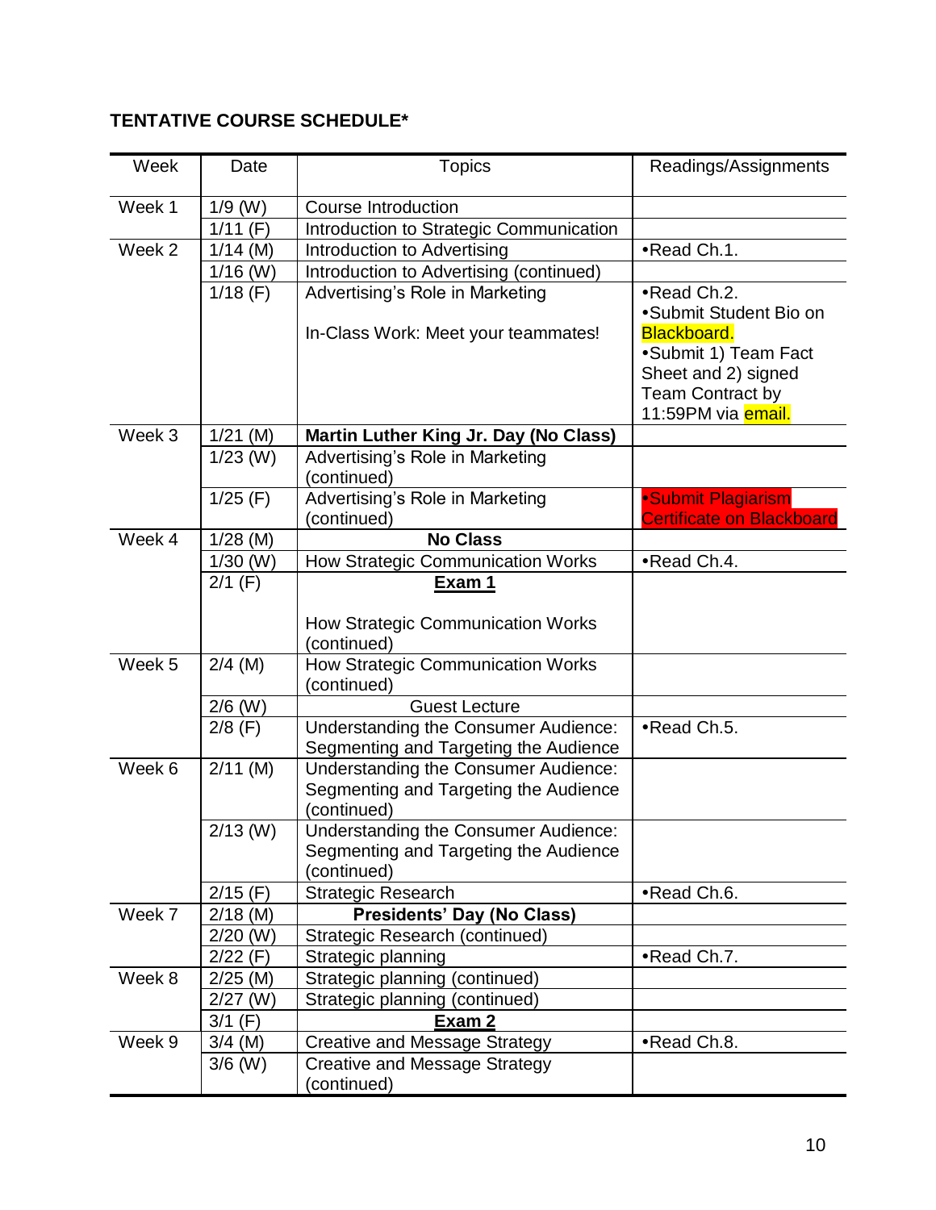**TENTATIVE COURSE SCHEDULE***

| Week | Date | Topics | Readings/Assignments |
|---|---|---|---|
| Week 1 | 1/9 (W) | Course Introduction | |
| | 1/11 (F) | Introduction to Strategic Communication | |
| Week 2 | 1/14 (M) | Introduction to Advertising | •Read Ch.1. |
| | 1/16 (W) | Introduction to Advertising (continued) | |
| | 1/18 (F) | Advertising's Role in Marketing<br><br>In-Class Work: Meet your teammates! | •Read Ch.2.<br>•Submit Student Bio on Blackboard.<br>•Submit 1) Team Fact Sheet and 2) signed Team Contract by 11:59PM via email. |
| Week 3 | 1/21 (M) | **Martin Luther King Jr. Day (No Class)** | |
| | 1/23 (W) | Advertising's Role in Marketing (continued) | |
| | 1/25 (F) | Advertising's Role in Marketing (continued) | •Submit Plagiarism Certificate on Blackboard |
| Week 4 | 1/28 (M) | **No Class** | |
| | 1/30 (W) | How Strategic Communication Works | •Read Ch.4. |
| | 2/1 (F) | **Exam 1**<br><br>How Strategic Communication Works (continued) | |
| Week 5 | 2/4 (M) | How Strategic Communication Works (continued) | |
| | 2/6 (W) | Guest Lecture | |
| | 2/8 (F) | Understanding the Consumer Audience: Segmenting and Targeting the Audience | •Read Ch.5. |
| Week 6 | 2/11 (M) | Understanding the Consumer Audience: Segmenting and Targeting the Audience (continued) | |
| | 2/13 (W) | Understanding the Consumer Audience: Segmenting and Targeting the Audience (continued) | |
| | 2/15 (F) | Strategic Research | •Read Ch.6. |
| Week 7 | 2/18 (M) | **Presidents' Day (No Class)** | |
| | 2/20 (W) | Strategic Research (continued) | |
| | 2/22 (F) | Strategic planning | •Read Ch.7. |
| Week 8 | 2/25 (M) | Strategic planning (continued) | |
| | 2/27 (W) | Strategic planning (continued) | |
| | 3/1 (F) | **Exam 2** | |
| Week 9 | 3/4 (M) | Creative and Message Strategy | •Read Ch.8. |
| | 3/6 (W) | Creative and Message Strategy (continued) | |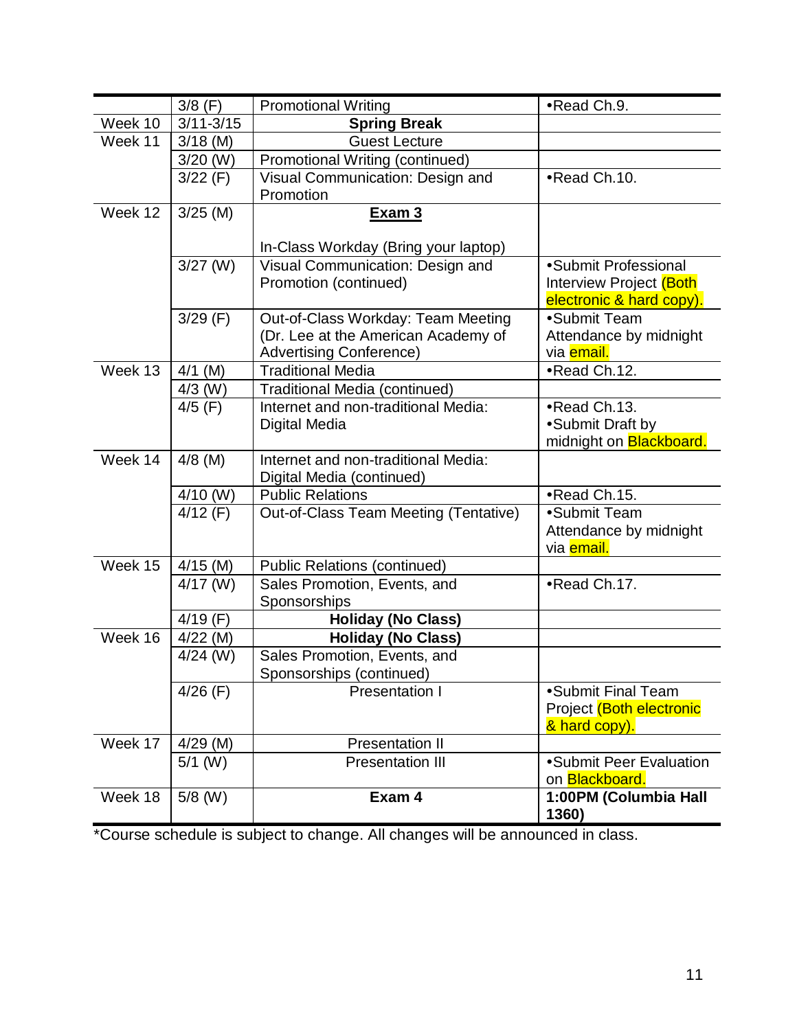| | | | |
|---|---|---|---|
| | 3/8 (F) | Promotional Writing | •Read Ch.9. |
| Week 10 | 3/11-3/15 | **Spring Break** | |
| Week 11 | 3/18 (M) | Guest Lecture | |
| | 3/20 (W) | Promotional Writing (continued) | |
| | 3/22 (F) | Visual Communication: Design and Promotion | •Read Ch.10. |
| Week 12 | 3/25 (M) | **Exam 3**<br><br>In-Class Workday (Bring your laptop) | |
| | 3/27 (W) | Visual Communication: Design and Promotion (continued) | •Submit Professional Interview Project (Both electronic & hard copy). |
| | 3/29 (F) | Out-of-Class Workday: Team Meeting (Dr. Lee at the American Academy of Advertising Conference) | •Submit Team Attendance by midnight via email. |
| Week 13 | 4/1 (M) | Traditional Media | •Read Ch.12. |
| | 4/3 (W) | Traditional Media (continued) | |
| | 4/5 (F) | Internet and non-traditional Media: Digital Media | •Read Ch.13.<br>•Submit Draft by midnight on Blackboard. |
| Week 14 | 4/8 (M) | Internet and non-traditional Media: Digital Media (continued) | |
| | 4/10 (W) | Public Relations | •Read Ch.15. |
| | 4/12 (F) | Out-of-Class Team Meeting (Tentative) | •Submit Team Attendance by midnight via email. |
| Week 15 | 4/15 (M) | Public Relations (continued) | |
| | 4/17 (W) | Sales Promotion, Events, and Sponsorships | •Read Ch.17. |
| | 4/19 (F) | **Holiday (No Class)** | |
| Week 16 | 4/22 (M) | **Holiday (No Class)** | |
| | 4/24 (W) | Sales Promotion, Events, and Sponsorships (continued) | |
| | 4/26 (F) | Presentation I | •Submit Final Team Project (Both electronic & hard copy). |
| Week 17 | 4/29 (M) | Presentation II | |
| | 5/1 (W) | Presentation III | •Submit Peer Evaluation on Blackboard. |
| Week 18 | 5/8 (W) | **Exam 4** | **1:00PM (Columbia Hall 1360)** |

*Course schedule is subject to change. All changes will be announced in class.